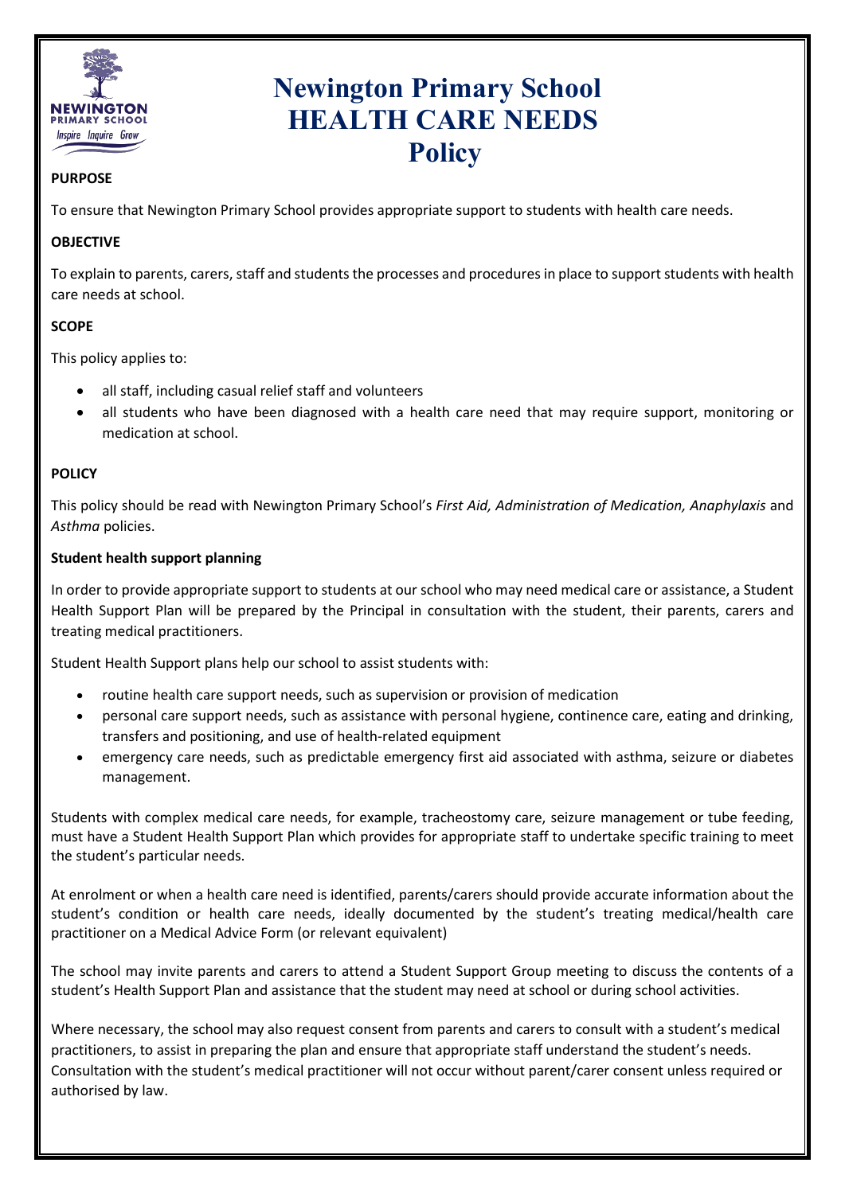# Newington Primary School HEALTH CARE NEEDS Policy

**PURPOSE**

To ensure that Newington Primary School provides appropriate support to students with health care needs.

**OBJECTIVE**

To explain to parents, carers, staff and students the processes and procedures in place to support students with health care needs at school.

**SCOPE**

This policy applies to:

- all staff, including casual relief staff and volunteers
- all students who have been diagnosed with a health care need that may require support, monitoring or medication at school.

**POLICY**

This policy should be read with Newington Primary School's *First Aid, Administration of Medication, Anaphylaxis* and *Asthma* policies.

**Student health support planning**

In order to provide appropriate support to students at our school who may need medical care or assistance, a Student Health Support Plan will be prepared by the Principal in consultation with the student, their parents, carers and treating medical practitioners.

Student Health Support plans help our school to assist students with:

- routine health care support needs, such as supervision or provision of medication
- personal care support needs, such as assistance with personal hygiene, continence care, eating and drinking, transfers and positioning, and use of health-related equipment
- emergency care needs, such as predictable emergency first aid associated with asthma, seizure or diabetes management.

Students with complex medical care needs, for example, tracheostomy care, seizure management or tube feeding, must have a Student Health Support Plan which provides for appropriate staff to undertake specific training to meet the student's particular needs.

At enrolment or when a health care need is identified, parents/carers should provide accurate information about the student's condition or health care needs, ideally documented by the student's treating medical/health care practitioner on a Medical Advice Form (or relevant equivalent)

The school may invite parents and carers to attend a Student Support Group meeting to discuss the contents of a student's Health Support Plan and assistance that the student may need at school or during school activities.

Where necessary, the school may also request consent from parents and carers to consult with a student's medical practitioners, to assist in preparing the plan and ensure that appropriate staff understand the student's needs. Consultation with the student's medical practitioner will not occur without parent/carer consent unless required or authorised by law.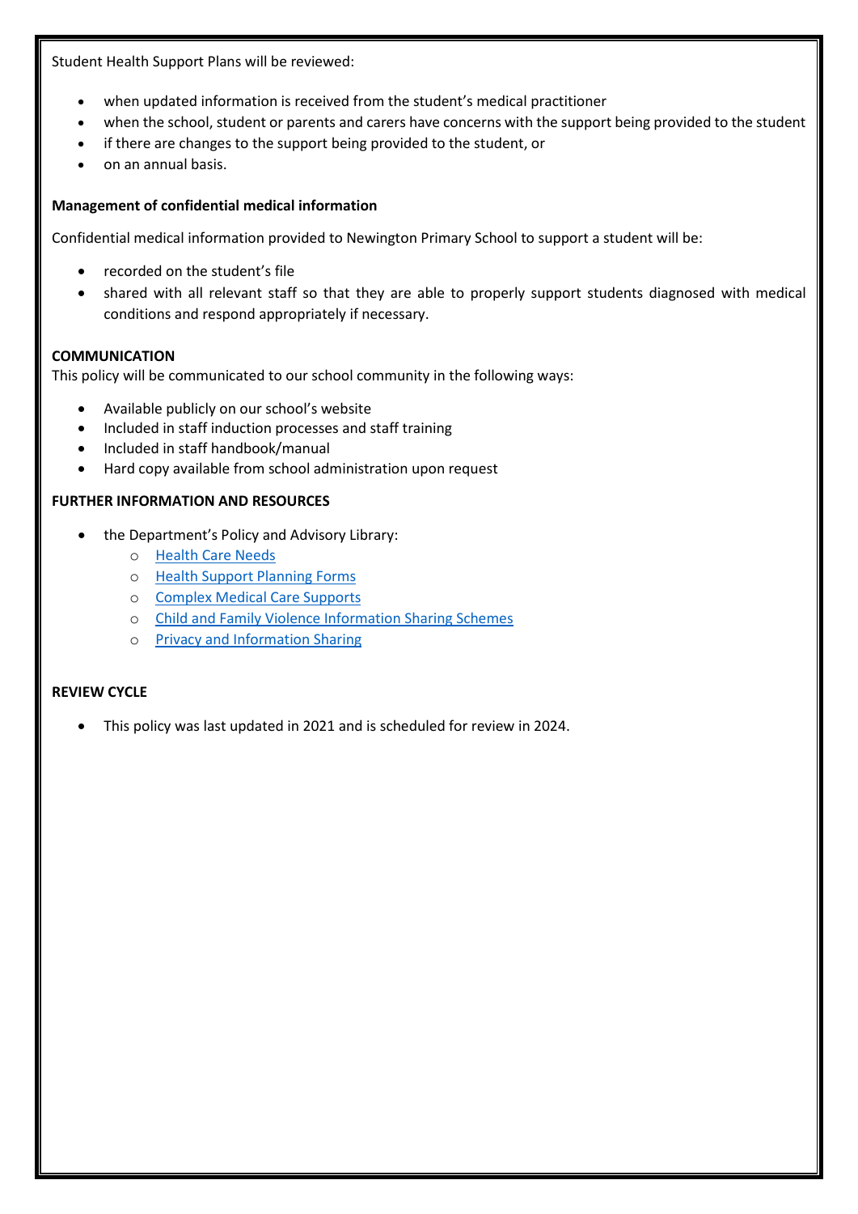Student Health Support Plans will be reviewed:

- when updated information is received from the student's medical practitioner
- when the school, student or parents and carers have concerns with the support being provided to the student
- if there are changes to the support being provided to the student, or
- on an annual basis.

**Management of confidential medical information**

Confidential medical information provided to Newington Primary School to support a student will be:

- recorded on the student's file
- shared with all relevant staff so that they are able to properly support students diagnosed with medical conditions and respond appropriately if necessary.

**COMMUNICATION**

This policy will be communicated to our school community in the following ways:

- Available publicly on our school's website
- Included in staff induction processes and staff training
- Included in staff handbook/manual
- Hard copy available from school administration upon request

**FURTHER INFORMATION AND RESOURCES**

- the Department's Policy and Advisory Library:
  - Health Care Needs
  - Health Support Planning Forms
  - Complex Medical Care Supports
  - Child and Family Violence Information Sharing Schemes
  - Privacy and Information Sharing

**REVIEW CYCLE**

- This policy was last updated in 2021 and is scheduled for review in 2024.